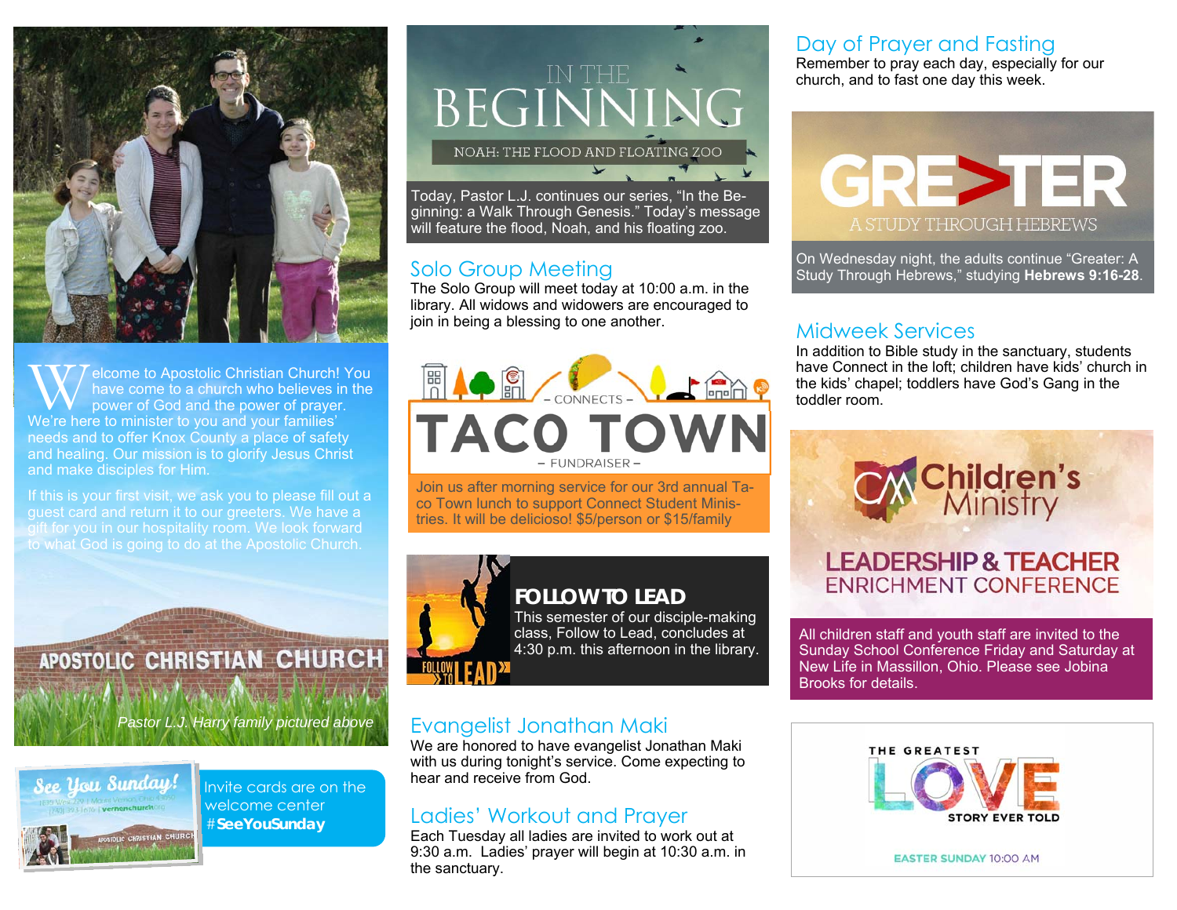Welcome to Apostolic Christian Church! You have come to a church who believes in the power of God and the power of prayer. We're here to minister to you and your families' needs and to offer Knox County a place of safety and healing. Our mission is to glorify Jesus Christ and make disciples for Him.

If this is your first visit, we ask you to please fill out a guest card and return it to our greeters. We have a gift for you in our hospitality room. We look forward to what God is going to do at the Apostolic Church.

APOSTOLIC CHRISTIAN CHURCH

*Pastor L.J. Harry family pictured above*

See You Sunday!

Invite cards are on the welcome center **#SeeYouSunday**

## IN THE BEGINNING

NOAH: THE FLOOD AND FLOATING ZOO

Today, Pastor L.J. continues our series, "In the Beginning: a Walk Through Genesis." Today's message will feature the flood, Noah, and his floating zoo.

## Solo Group Meeting

The Solo Group will meet today at 10:00 a.m. in the library. All widows and widowers are encouraged to join in being a blessing to one another.

## – CONNECTS – TACO TOWN – FUNDRAISER –

Join us after morning service for our 3rd annual Taco Town lunch to support Connect Student Ministries. It will be delicioso! $5/person or $15/family

## FOLLOW TO LEAD

This semester of our disciple-making class, Follow to Lead, concludes at 4:30 p.m. this afternoon in the library.

## Evangelist Jonathan Maki

We are honored to have evangelist Jonathan Maki with us during tonight's service. Come expecting to hear and receive from God.

## Ladies' Workout and Prayer

Each Tuesday all ladies are invited to work out at 9:30 a.m. Ladies' prayer will begin at 10:30 a.m. in the sanctuary.

## Day of Prayer and Fasting

Remember to pray each day, especially for our church, and to fast one day this week.

## GREATER

A STUDY THROUGH HEBREWS

On Wednesday night, the adults continue "Greater: A Study Through Hebrews," studying **Hebrews 9:16-28**.

## Midweek Services

In addition to Bible study in the sanctuary, students have Connect in the loft; children have kids' church in the kids' chapel; toddlers have God's Gang in the toddler room.

## Children's Ministry LEADERSHIP & TEACHER ENRICHMENT CONFERENCE

All children staff and youth staff are invited to the Sunday School Conference Friday and Saturday at New Life in Massillon, Ohio. Please see Jobina Brooks for details.

## THE GREATEST LOVE STORY EVER TOLD

EASTER SUNDAY 10:00 AM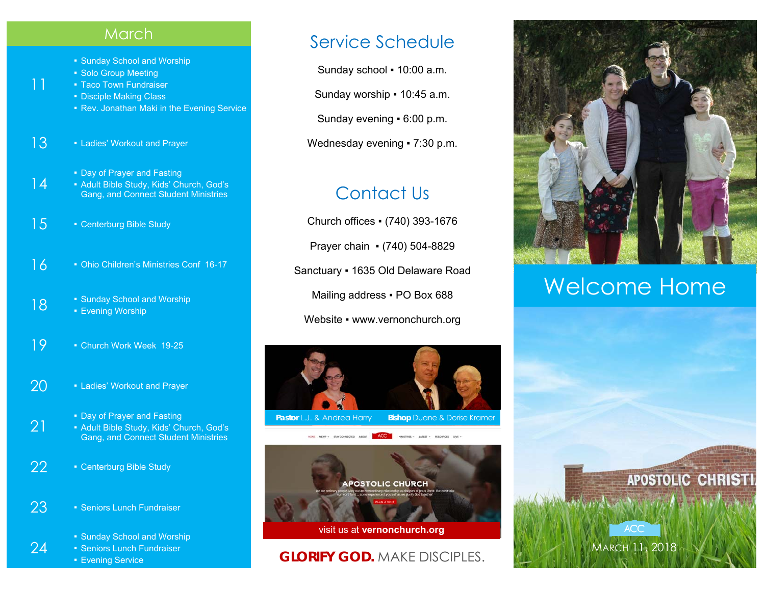## March

**11**
- Sunday School and Worship
- Solo Group Meeting
- Taco Town Fundraiser
- Disciple Making Class
- Rev. Jonathan Maki in the Evening Service

**13**
- Ladies' Workout and Prayer

**14**
- Day of Prayer and Fasting
- Adult Bible Study, Kids' Church, God's Gang, and Connect Student Ministries

**15**
- Centerburg Bible Study

**16**
- Ohio Children's Ministries Conf 16-17

**18**
- Sunday School and Worship
- Evening Worship

**19**
- Church Work Week 19-25

**20**
- Ladies' Workout and Prayer

**21**
- Day of Prayer and Fasting
- Adult Bible Study, Kids' Church, God's Gang, and Connect Student Ministries

**22**
- Centerburg Bible Study

**23**
- Seniors Lunch Fundraiser

**24**
- Sunday School and Worship
- Seniors Lunch Fundraiser
- Evening Service

## Service Schedule

Sunday school ▪ 10:00 a.m.

Sunday worship ▪ 10:45 a.m.

Sunday evening ▪ 6:00 p.m.

Wednesday evening ▪ 7:30 p.m.

## Contact Us

Church offices ▪ (740) 393-1676

Prayer chain ▪ (740) 504-8829

Sanctuary ▪ 1635 Old Delaware Road

Mailing address ▪ PO Box 688

Website ▪ www.vernonchurch.org

**Pastor** L.J. & Andrea Harry **Bishop** Duane & Dorise Kramer

visit us at **vernonchurch.org**

**GLORIFY GOD.** MAKE DISCIPLES.

# Welcome Home

ACC

MARCH 11, 2018